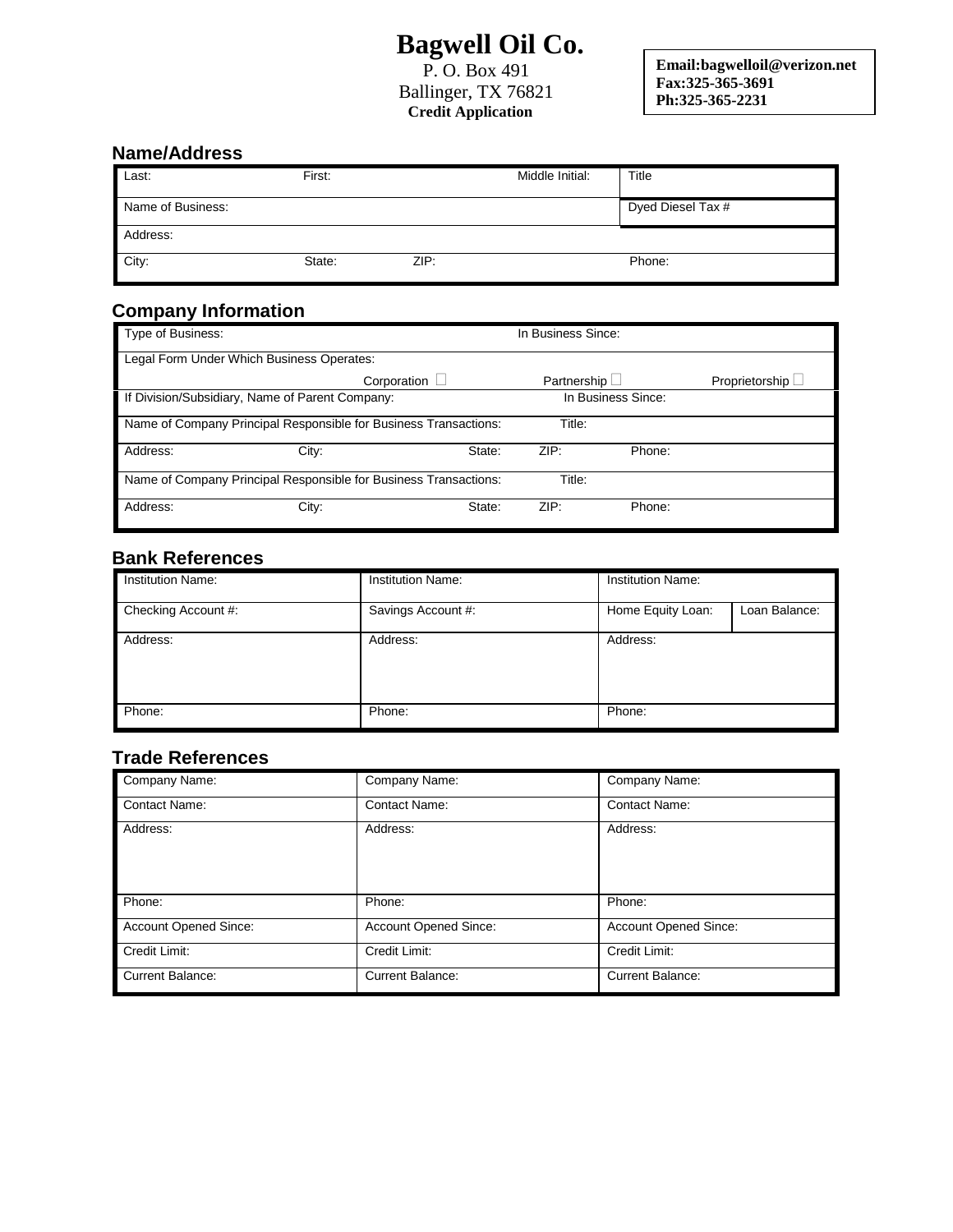# Bagwell Oil Co.

P. O. Box 491
Ballinger, TX 76821
**Credit Application**

**Email:bagwelloil@verizon.net**
**Fax:325-365-3691**
**Ph:325-365-2231**

## Name/Address

| Last: | First: | Middle Initial: | Title |
|---|---|---|---|
| Name of Business: | | | Dyed Diesel Tax # |
| Address: | | | |
| City: | State: ZIP: | | Phone: |

## Company Information

| Type of Business: | | In Business Since: | |
|---|---|---|---|
| Legal Form Under Which Business Operates: | Corporation ☐ | Partnership ☐ | Proprietorship ☐ |
| If Division/Subsidiary, Name of Parent Company: | | In Business Since: | |
| Name of Company Principal Responsible for Business Transactions: | | Title: | |
| Address: City: | State: | ZIP: | Phone: |
| Name of Company Principal Responsible for Business Transactions: | | Title: | |
| Address: City: | State: | ZIP: | Phone: |

## Bank References

| Institution Name: | Institution Name: | Institution Name: | |
|---|---|---|---|
| Checking Account #: | Savings Account #: | Home Equity Loan: | Loan Balance: |
| Address: | Address: | Address: | |
| Phone: | Phone: | Phone: | |

## Trade References

| Company Name: | Company Name: | Company Name: |
|---|---|---|
| Contact Name: | Contact Name: | Contact Name: |
| Address: | Address: | Address: |
| Phone: | Phone: | Phone: |
| Account Opened Since: | Account Opened Since: | Account Opened Since: |
| Credit Limit: | Credit Limit: | Credit Limit: |
| Current Balance: | Current Balance: | Current Balance: |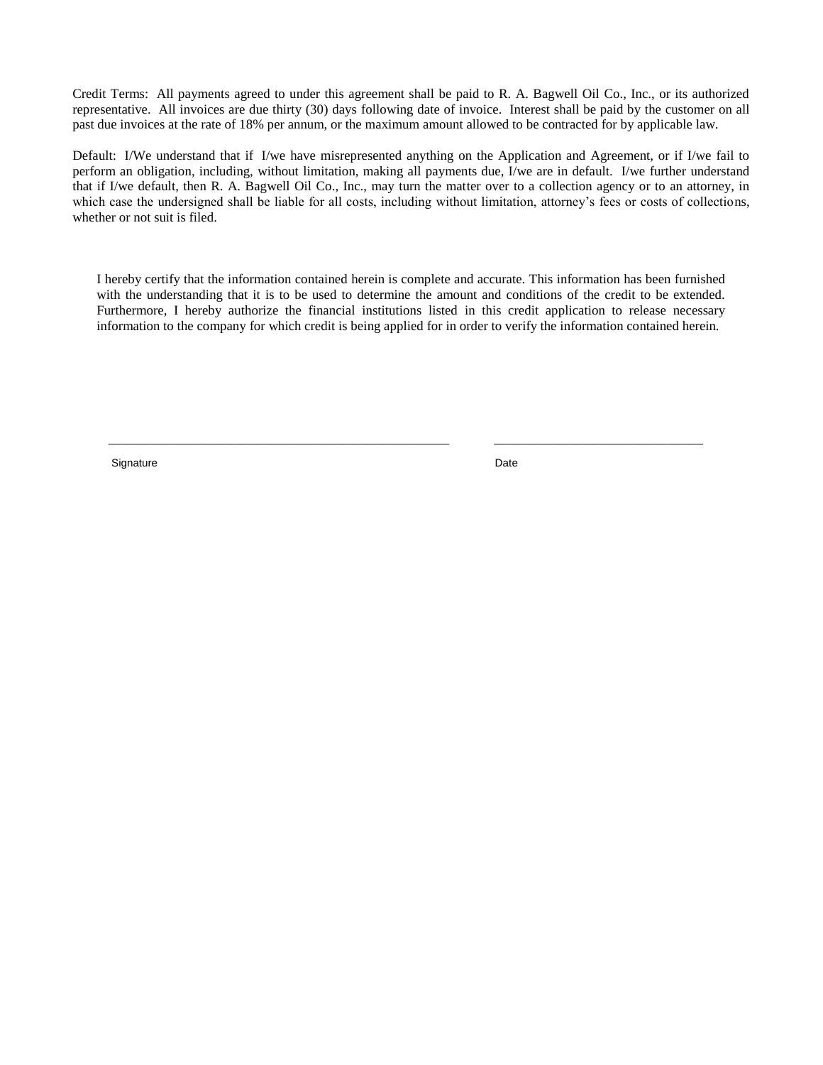Credit Terms: All payments agreed to under this agreement shall be paid to R. A. Bagwell Oil Co., Inc., or its authorized representative. All invoices are due thirty (30) days following date of invoice. Interest shall be paid by the customer on all past due invoices at the rate of 18% per annum, or the maximum amount allowed to be contracted for by applicable law.

Default: I/We understand that if I/we have misrepresented anything on the Application and Agreement, or if I/we fail to perform an obligation, including, without limitation, making all payments due, I/we are in default. I/we further understand that if I/we default, then R. A. Bagwell Oil Co., Inc., may turn the matter over to a collection agency or to an attorney, in which case the undersigned shall be liable for all costs, including without limitation, attorney's fees or costs of collections, whether or not suit is filed.

I hereby certify that the information contained herein is complete and accurate. This information has been furnished with the understanding that it is to be used to determine the amount and conditions of the credit to be extended. Furthermore, I hereby authorize the financial institutions listed in this credit application to release necessary information to the company for which credit is being applied for in order to verify the information contained herein.

_____________________________________________________ ________________________________

Signature Date